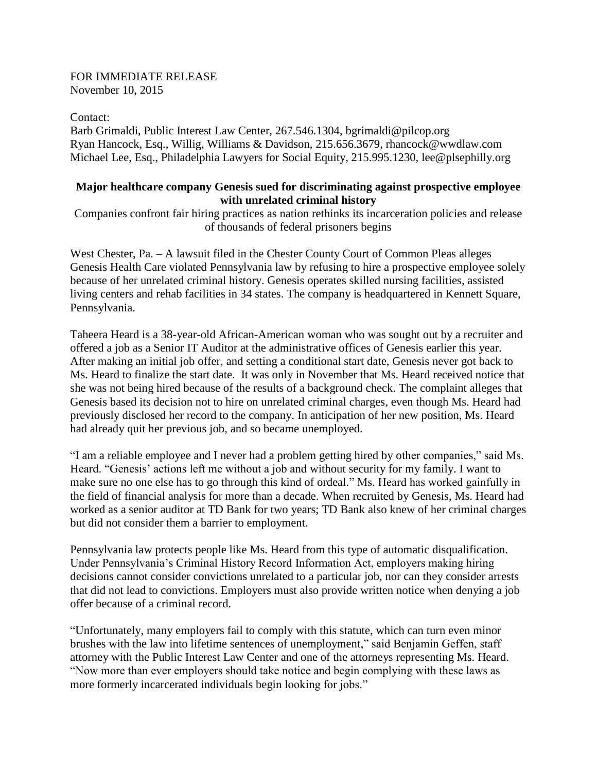FOR IMMEDIATE RELEASE
November 10, 2015

Contact:
Barb Grimaldi, Public Interest Law Center, 267.546.1304, bgrimaldi@pilcop.org
Ryan Hancock, Esq., Willig, Williams & Davidson, 215.656.3679, rhancock@wwdlaw.com
Michael Lee, Esq., Philadelphia Lawyers for Social Equity, 215.995.1230, lee@plsephilly.org

**Major healthcare company Genesis sued for discriminating against prospective employee with unrelated criminal history**

Companies confront fair hiring practices as nation rethinks its incarceration policies and release of thousands of federal prisoners begins

West Chester, Pa. – A lawsuit filed in the Chester County Court of Common Pleas alleges Genesis Health Care violated Pennsylvania law by refusing to hire a prospective employee solely because of her unrelated criminal history. Genesis operates skilled nursing facilities, assisted living centers and rehab facilities in 34 states. The company is headquartered in Kennett Square, Pennsylvania.

Taheera Heard is a 38-year-old African-American woman who was sought out by a recruiter and offered a job as a Senior IT Auditor at the administrative offices of Genesis earlier this year. After making an initial job offer, and setting a conditional start date, Genesis never got back to Ms. Heard to finalize the start date. It was only in November that Ms. Heard received notice that she was not being hired because of the results of a background check. The complaint alleges that Genesis based its decision not to hire on unrelated criminal charges, even though Ms. Heard had previously disclosed her record to the company. In anticipation of her new position, Ms. Heard had already quit her previous job, and so became unemployed.

"I am a reliable employee and I never had a problem getting hired by other companies," said Ms. Heard. "Genesis' actions left me without a job and without security for my family. I want to make sure no one else has to go through this kind of ordeal." Ms. Heard has worked gainfully in the field of financial analysis for more than a decade. When recruited by Genesis, Ms. Heard had worked as a senior auditor at TD Bank for two years; TD Bank also knew of her criminal charges but did not consider them a barrier to employment.

Pennsylvania law protects people like Ms. Heard from this type of automatic disqualification. Under Pennsylvania's Criminal History Record Information Act, employers making hiring decisions cannot consider convictions unrelated to a particular job, nor can they consider arrests that did not lead to convictions. Employers must also provide written notice when denying a job offer because of a criminal record.

"Unfortunately, many employers fail to comply with this statute, which can turn even minor brushes with the law into lifetime sentences of unemployment," said Benjamin Geffen, staff attorney with the Public Interest Law Center and one of the attorneys representing Ms. Heard. "Now more than ever employers should take notice and begin complying with these laws as more formerly incarcerated individuals begin looking for jobs."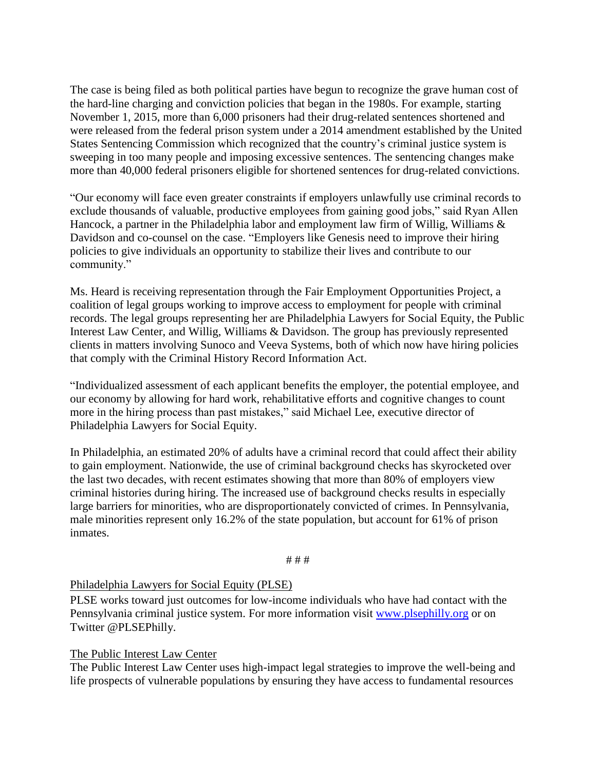The case is being filed as both political parties have begun to recognize the grave human cost of the hard-line charging and conviction policies that began in the 1980s. For example, starting November 1, 2015, more than 6,000 prisoners had their drug-related sentences shortened and were released from the federal prison system under a 2014 amendment established by the United States Sentencing Commission which recognized that the country's criminal justice system is sweeping in too many people and imposing excessive sentences. The sentencing changes make more than 40,000 federal prisoners eligible for shortened sentences for drug-related convictions.

"Our economy will face even greater constraints if employers unlawfully use criminal records to exclude thousands of valuable, productive employees from gaining good jobs," said Ryan Allen Hancock, a partner in the Philadelphia labor and employment law firm of Willig, Williams & Davidson and co-counsel on the case. "Employers like Genesis need to improve their hiring policies to give individuals an opportunity to stabilize their lives and contribute to our community."

Ms. Heard is receiving representation through the Fair Employment Opportunities Project, a coalition of legal groups working to improve access to employment for people with criminal records. The legal groups representing her are Philadelphia Lawyers for Social Equity, the Public Interest Law Center, and Willig, Williams & Davidson. The group has previously represented clients in matters involving Sunoco and Veeva Systems, both of which now have hiring policies that comply with the Criminal History Record Information Act.

"Individualized assessment of each applicant benefits the employer, the potential employee, and our economy by allowing for hard work, rehabilitative efforts and cognitive changes to count more in the hiring process than past mistakes," said Michael Lee, executive director of Philadelphia Lawyers for Social Equity.

In Philadelphia, an estimated 20% of adults have a criminal record that could affect their ability to gain employment. Nationwide, the use of criminal background checks has skyrocketed over the last two decades, with recent estimates showing that more than 80% of employers view criminal histories during hiring. The increased use of background checks results in especially large barriers for minorities, who are disproportionately convicted of crimes. In Pennsylvania, male minorities represent only 16.2% of the state population, but account for 61% of prison inmates.

# # #

Philadelphia Lawyers for Social Equity (PLSE)

PLSE works toward just outcomes for low-income individuals who have had contact with the Pennsylvania criminal justice system. For more information visit [www.plsephilly.org](http://www.plsephilly.org) or on Twitter @PLSEPhilly.

The Public Interest Law Center

The Public Interest Law Center uses high-impact legal strategies to improve the well-being and life prospects of vulnerable populations by ensuring they have access to fundamental resources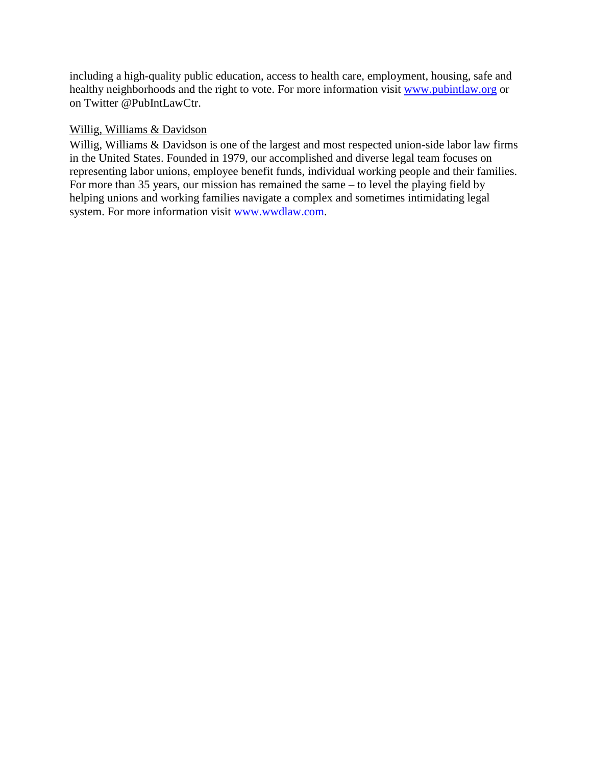including a high-quality public education, access to health care, employment, housing, safe and healthy neighborhoods and the right to vote. For more information visit www.pubintlaw.org or on Twitter @PubIntLawCtr.

Willig, Williams & Davidson

Willig, Williams & Davidson is one of the largest and most respected union-side labor law firms in the United States. Founded in 1979, our accomplished and diverse legal team focuses on representing labor unions, employee benefit funds, individual working people and their families. For more than 35 years, our mission has remained the same – to level the playing field by helping unions and working families navigate a complex and sometimes intimidating legal system. For more information visit www.wwdlaw.com.